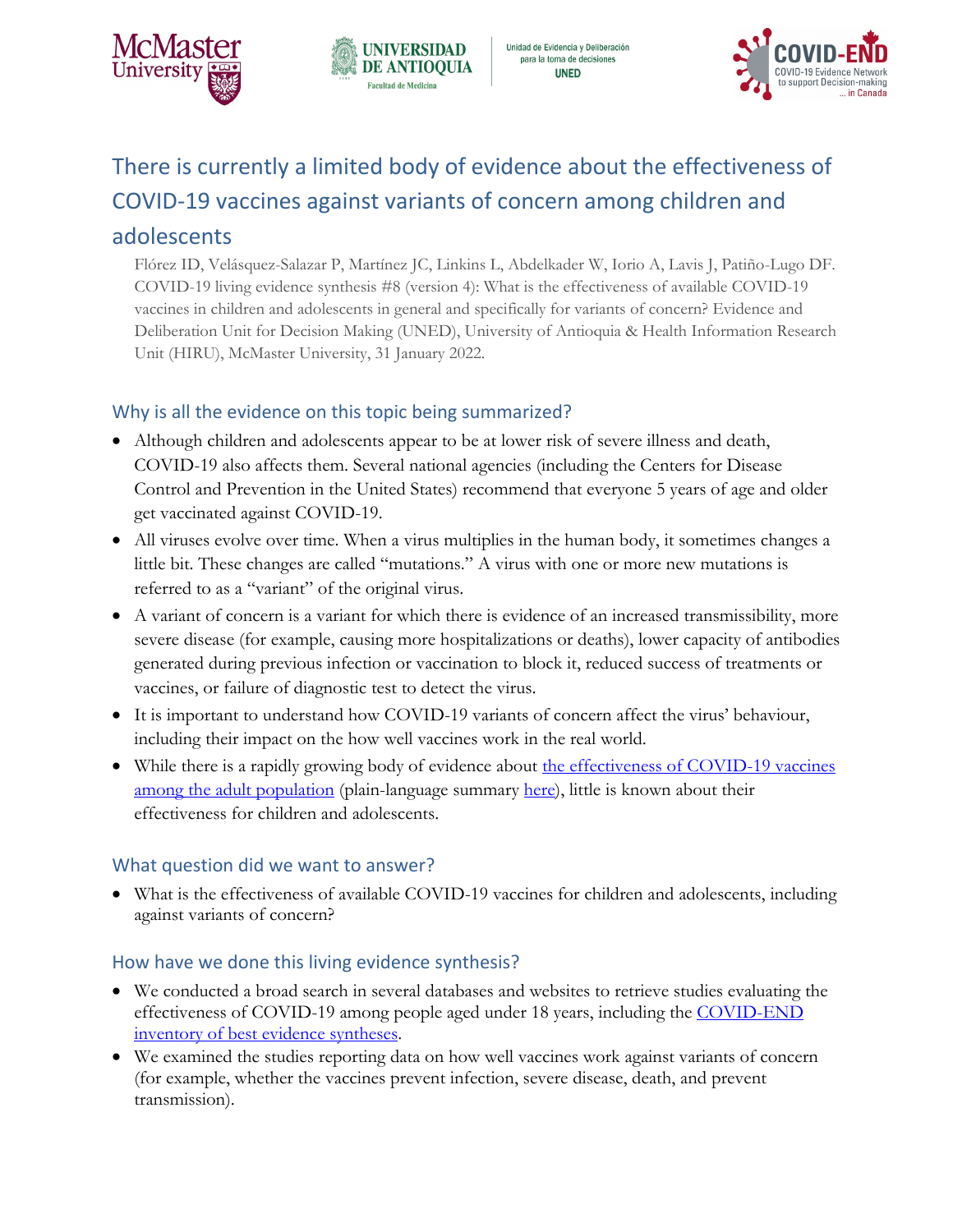# There is currently a limited body of evidence about the effectiveness of COVID-19 vaccines against variants of concern among children and adolescents

Flórez ID, Velásquez-Salazar P, Martínez JC, Linkins L, Abdelkader W, Iorio A, Lavis J, Patiño-Lugo DF. COVID-19 living evidence synthesis #8 (version 4): What is the effectiveness of available COVID-19 vaccines in children and adolescents in general and specifically for variants of concern? Evidence and Deliberation Unit for Decision Making (UNED), University of Antioquia & Health Information Research Unit (HIRU), McMaster University, 31 January 2022.

## Why is all the evidence on this topic being summarized?

- Although children and adolescents appear to be at lower risk of severe illness and death, COVID-19 also affects them. Several national agencies (including the Centers for Disease Control and Prevention in the United States) recommend that everyone 5 years of age and older get vaccinated against COVID-19.
- All viruses evolve over time. When a virus multiplies in the human body, it sometimes changes a little bit. These changes are called "mutations." A virus with one or more new mutations is referred to as a "variant" of the original virus.
- A variant of concern is a variant for which there is evidence of an increased transmissibility, more severe disease (for example, causing more hospitalizations or deaths), lower capacity of antibodies generated during previous infection or vaccination to block it, reduced success of treatments or vaccines, or failure of diagnostic test to detect the virus.
- It is important to understand how COVID-19 variants of concern affect the virus' behaviour, including their impact on the how well vaccines work in the real world.
- While there is a rapidly growing body of evidence about the effectiveness of COVID-19 vaccines among the adult population (plain-language summary here), little is known about their effectiveness for children and adolescents.

## What question did we want to answer?

- What is the effectiveness of available COVID-19 vaccines for children and adolescents, including against variants of concern?

## How have we done this living evidence synthesis?

- We conducted a broad search in several databases and websites to retrieve studies evaluating the effectiveness of COVID-19 among people aged under 18 years, including the COVID-END inventory of best evidence syntheses.
- We examined the studies reporting data on how well vaccines work against variants of concern (for example, whether the vaccines prevent infection, severe disease, death, and prevent transmission).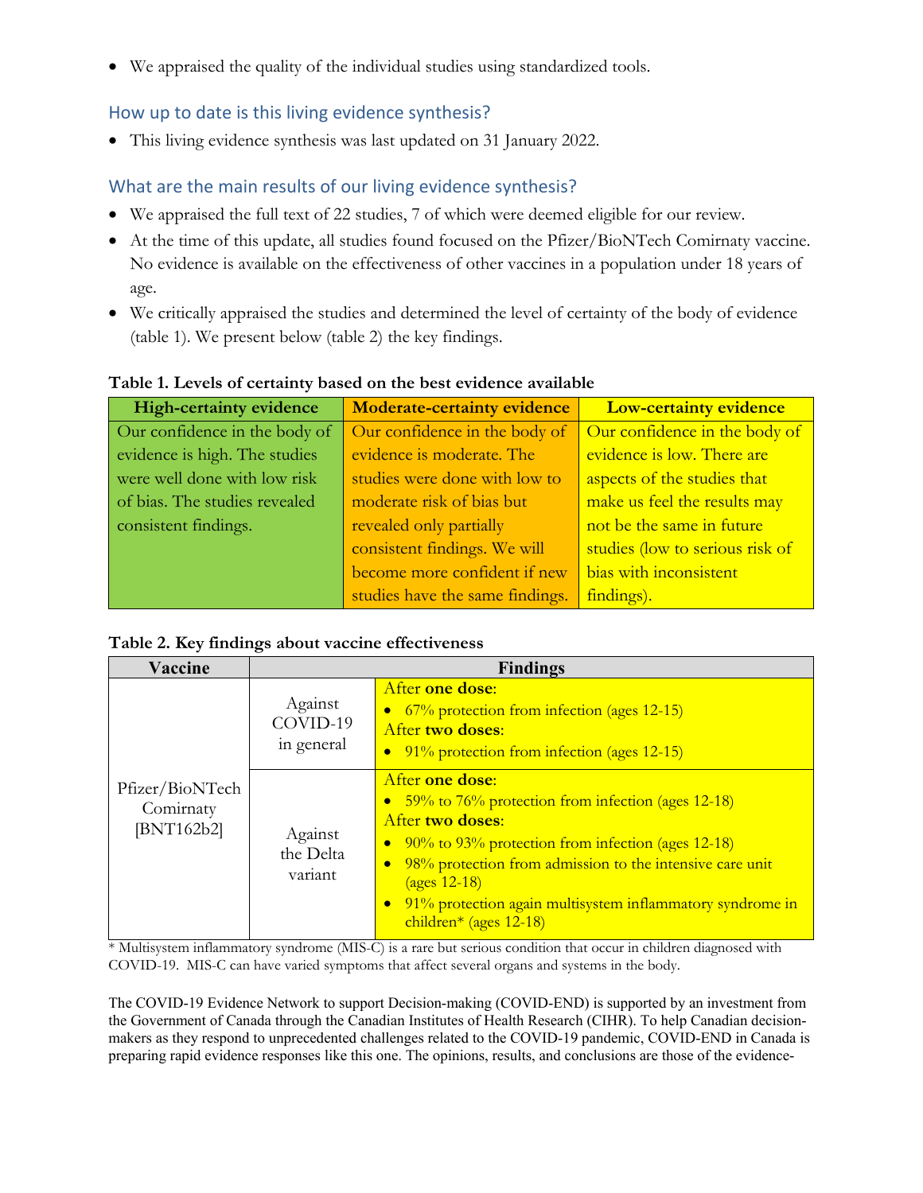- We appraised the quality of the individual studies using standardized tools.

## How up to date is this living evidence synthesis?

- This living evidence synthesis was last updated on 31 January 2022.

## What are the main results of our living evidence synthesis?

- We appraised the full text of 22 studies, 7 of which were deemed eligible for our review.
- At the time of this update, all studies found focused on the Pfizer/BioNTech Comirnaty vaccine. No evidence is available on the effectiveness of other vaccines in a population under 18 years of age.
- We critically appraised the studies and determined the level of certainty of the body of evidence (table 1). We present below (table 2) the key findings.

**Table 1. Levels of certainty based on the best evidence available**

| High-certainty evidence | Moderate-certainty evidence | Low-certainty evidence |
|---|---|---|
| Our confidence in the body of evidence is high. The studies were well done with low risk of bias. The studies revealed consistent findings. | Our confidence in the body of evidence is moderate. The studies were done with low to moderate risk of bias but revealed only partially consistent findings. We will become more confident if new studies have the same findings. | Our confidence in the body of evidence is low. There are aspects of the studies that make us feel the results may not be the same in future studies (low to serious risk of bias with inconsistent findings). |

**Table 2. Key findings about vaccine effectiveness**

| Vaccine | Findings | |
|---|---|---|
| Pfizer/BioNTech Comirnaty [BNT162b2] | Against COVID-19 in general | After **one dose**:<br>• 67% protection from infection (ages 12-15)<br>After **two doses**:<br>• 91% protection from infection (ages 12-15) |
| | Against the Delta variant | After **one dose**:<br>• 59% to 76% protection from infection (ages 12-18)<br>After **two doses**:<br>• 90% to 93% protection from infection (ages 12-18)<br>• 98% protection from admission to the intensive care unit (ages 12-18)<br>• 91% protection again multisystem inflammatory syndrome in children* (ages 12-18) |

* Multisystem inflammatory syndrome (MIS-C) is a rare but serious condition that occur in children diagnosed with COVID-19. MIS-C can have varied symptoms that affect several organs and systems in the body.

The COVID-19 Evidence Network to support Decision-making (COVID-END) is supported by an investment from the Government of Canada through the Canadian Institutes of Health Research (CIHR). To help Canadian decision-makers as they respond to unprecedented challenges related to the COVID-19 pandemic, COVID-END in Canada is preparing rapid evidence responses like this one. The opinions, results, and conclusions are those of the evidence-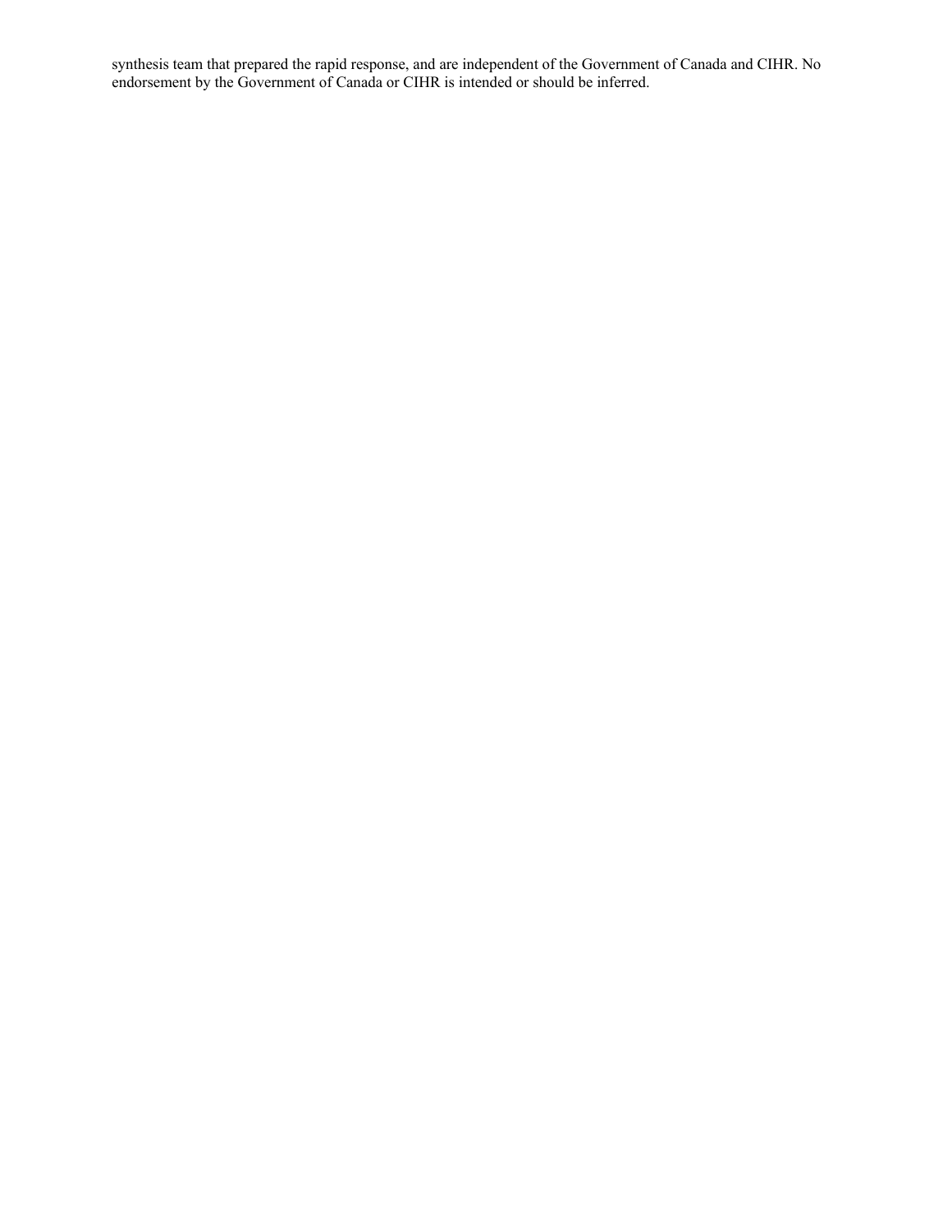synthesis team that prepared the rapid response, and are independent of the Government of Canada and CIHR. No endorsement by the Government of Canada or CIHR is intended or should be inferred.